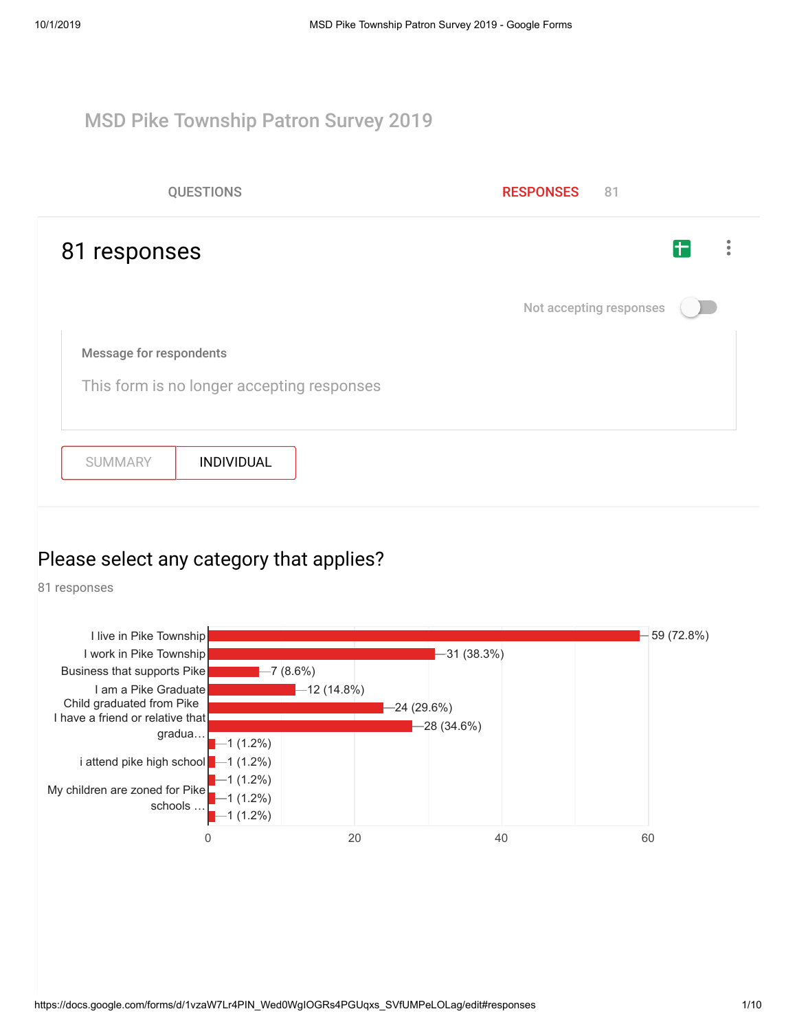# MSD Pike Township Patron Survey 2019

QUESTIONS RESPONSES 81

## 81 responses

Not accepting responses

Message for respondents

This form is no longer accepting responses

SUMMARY INDIVIDUAL

## Please select any category that applies?

81 responses

| Category | Responses |
| --- | --- |
| I live in Pike Township | 59 (72.8%) |
| I work in Pike Township | 31 (38.3%) |
| Business that supports Pike | 7 (8.6%) |
| I am a Pike Graduate | 12 (14.8%) |
| Child graduated from Pike | 24 (29.6%) |
| I have a friend or relative that gradua… | 28 (34.6%) |
| | 1 (1.2%) |
| i attend pike high school | 1 (1.2%) |
| | 1 (1.2%) |
| My children are zoned for Pike schools … | 1 (1.2%) |
| | 1 (1.2%) |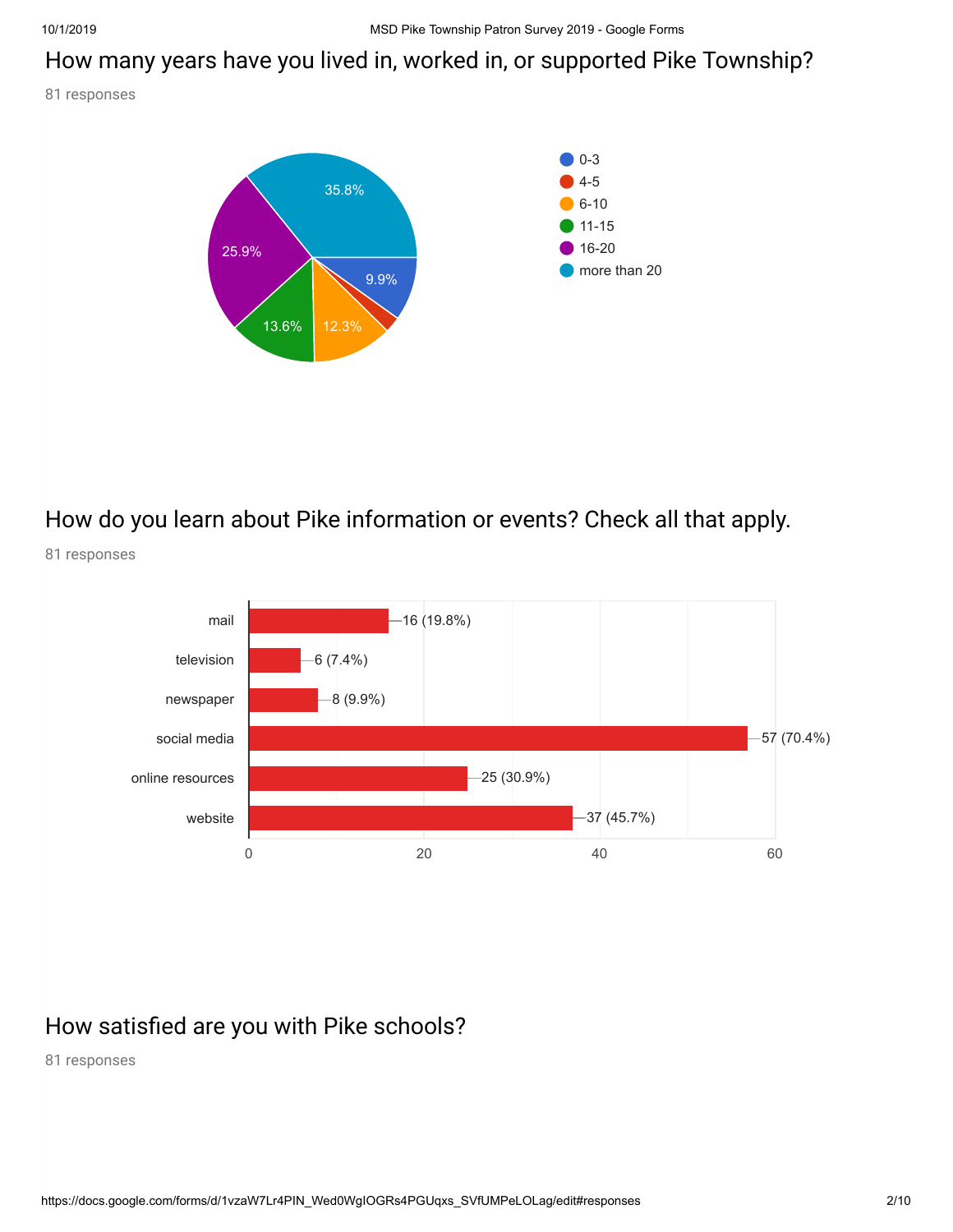## How many years have you lived in, worked in, or supported Pike Township?

81 responses

| Years | Percentage |
|---|---|
| 0-3 | 9.9% |
| 4-5 | |
| 6-10 | 12.3% |
| 11-15 | 13.6% |
| 16-20 | 25.9% |
| more than 20 | 35.8% |

## How do you learn about Pike information or events? Check all that apply.

81 responses

| Source | Responses |
|---|---|
| mail | 16 (19.8%) |
| television | 6 (7.4%) |
| newspaper | 8 (9.9%) |
| social media | 57 (70.4%) |
| online resources | 25 (30.9%) |
| website | 37 (45.7%) |

## How satisfied are you with Pike schools?

81 responses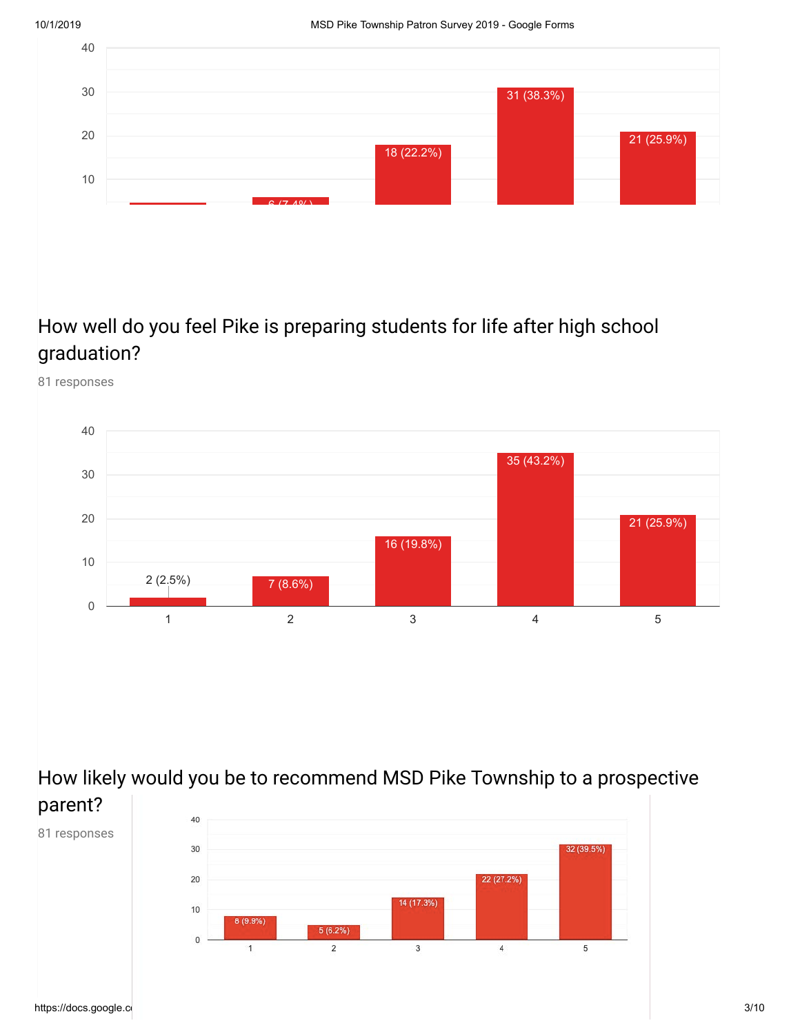| Rating | Responses |
|---|---|
| 1 | |
| 2 | 6 (7.4%) |
| 3 | 18 (22.2%) |
| 4 | 31 (38.3%) |
| 5 | 21 (25.9%) |

## How well do you feel Pike is preparing students for life after high school graduation?

81 responses

| Rating | Responses |
|---|---|
| 1 | 2 (2.5%) |
| 2 | 7 (8.6%) |
| 3 | 16 (19.8%) |
| 4 | 35 (43.2%) |
| 5 | 21 (25.9%) |

## How likely would you be to recommend MSD Pike Township to a prospective parent?

81 responses

| Rating | Responses |
|---|---|
| 1 | 8 (9.9%) |
| 2 | 5 (6.2%) |
| 3 | 14 (17.3%) |
| 4 | 22 (27.2%) |
| 5 | 32 (39.5%) |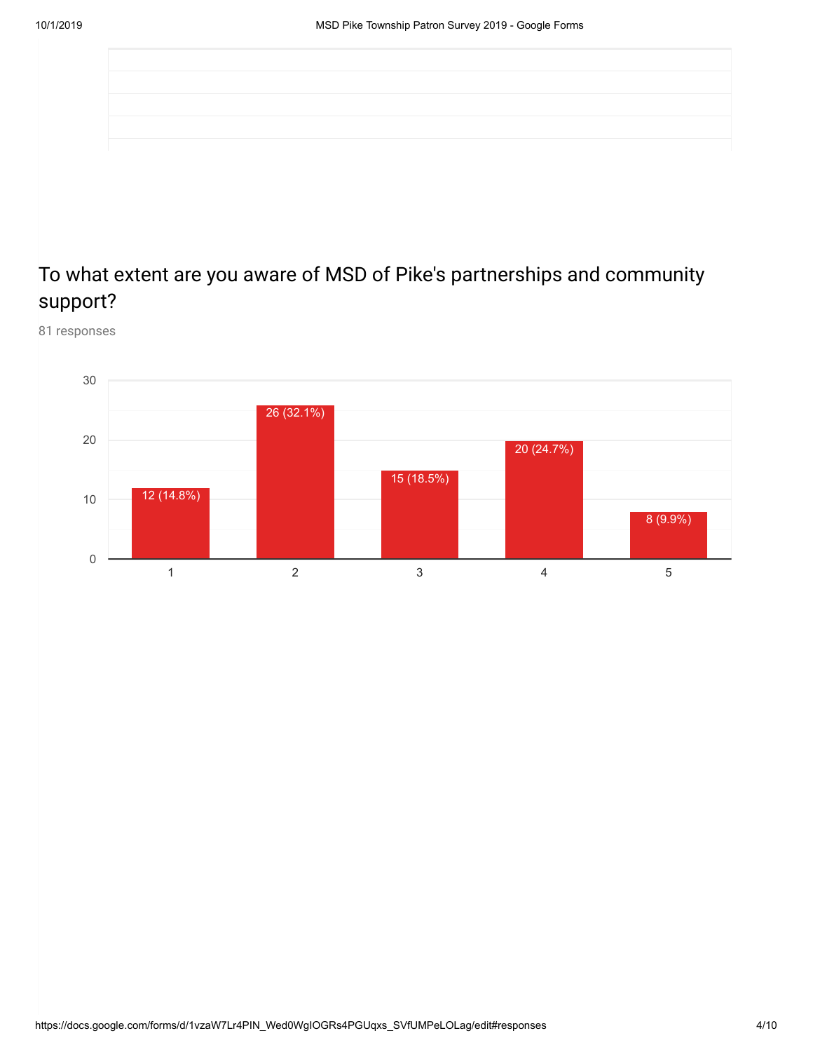## To what extent are you aware of MSD of Pike's partnerships and community support?

81 responses

30
20
10
0

12 (14.8%)
26 (32.1%)
15 (18.5%)
20 (24.7%)
8 (9.9%)

1
2
3
4
5